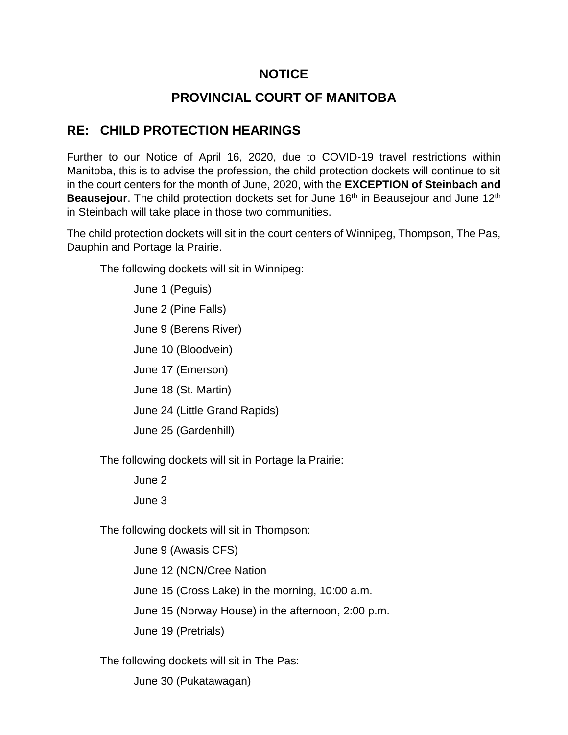# NOTICE

# PROVINCIAL COURT OF MANITOBA

## RE: CHILD PROTECTION HEARINGS

Further to our Notice of April 16, 2020, due to COVID-19 travel restrictions within Manitoba, this is to advise the profession, the child protection dockets will continue to sit in the court centers for the month of June, 2020, with the **EXCEPTION of Steinbach and Beausejour**. The child protection dockets set for June 16th in Beausejour and June 12th in Steinbach will take place in those two communities.

The child protection dockets will sit in the court centers of Winnipeg, Thompson, The Pas, Dauphin and Portage la Prairie.

The following dockets will sit in Winnipeg:

- June 1 (Peguis)
- June 2 (Pine Falls)
- June 9 (Berens River)
- June 10 (Bloodvein)
- June 17 (Emerson)
- June 18 (St. Martin)
- June 24 (Little Grand Rapids)
- June 25 (Gardenhill)

The following dockets will sit in Portage la Prairie:

- June 2
- June 3

The following dockets will sit in Thompson:

- June 9 (Awasis CFS)
- June 12 (NCN/Cree Nation
- June 15 (Cross Lake) in the morning, 10:00 a.m.
- June 15 (Norway House) in the afternoon, 2:00 p.m.
- June 19 (Pretrials)

The following dockets will sit in The Pas:

- June 30 (Pukatawagan)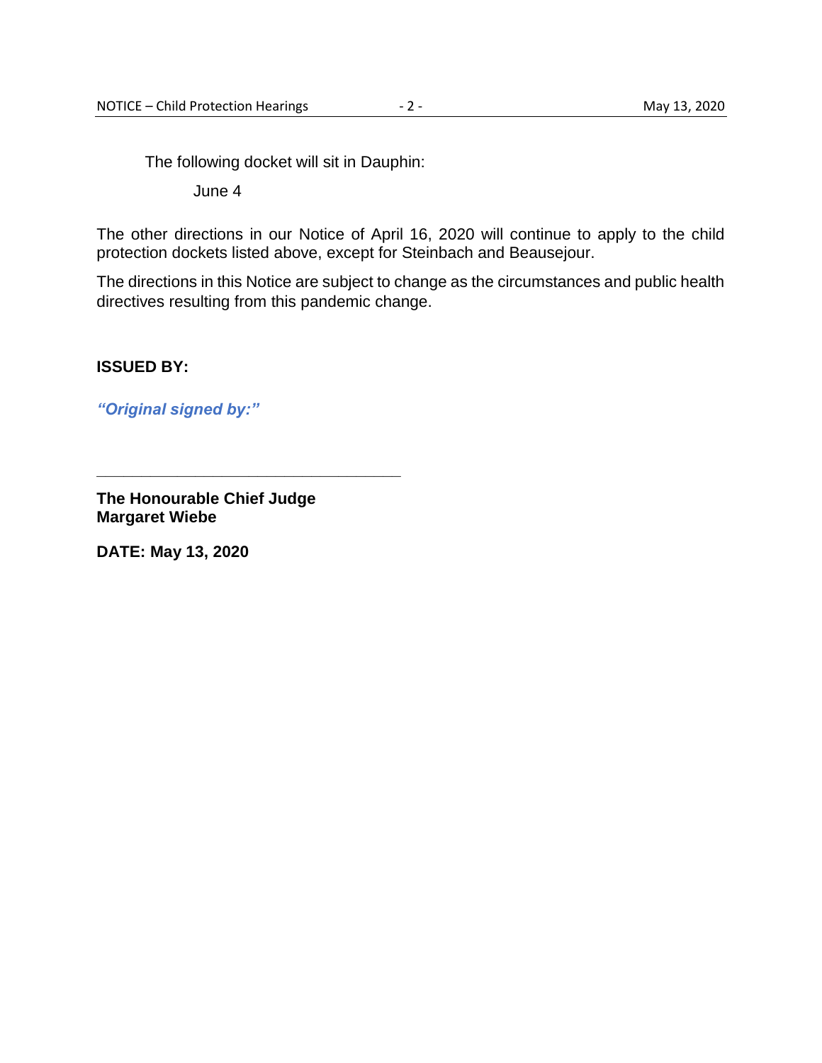The following docket will sit in Dauphin:

June 4

The other directions in our Notice of April 16, 2020 will continue to apply to the child protection dockets listed above, except for Steinbach and Beausejour.

The directions in this Notice are subject to change as the circumstances and public health directives resulting from this pandemic change.

**ISSUED BY:**

***"Original signed by:"***

\_\_\_\_\_\_\_\_\_\_\_\_\_\_\_\_\_\_\_\_\_\_\_\_\_\_\_\_\_\_\_\_\_\_\_\_

**The Honourable Chief Judge**
**Margaret Wiebe**

**DATE: May 13, 2020**